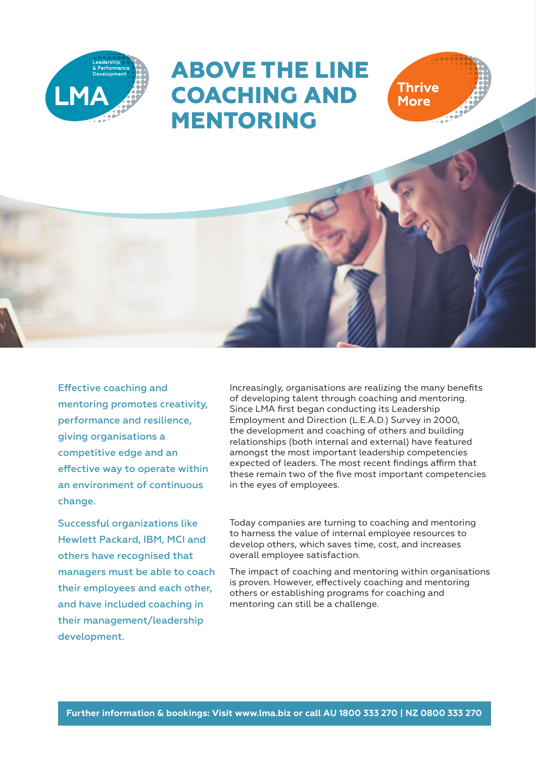# ABOVE THE LINE COACHING AND MENTORING

Effective coaching and mentoring promotes creativity, performance and resilience, giving organisations a competitive edge and an effective way to operate within an environment of continuous change.

Successful organizations like Hewlett Packard, IBM, MCI and others have recognised that managers must be able to coach their employees and each other, and have included coaching in their management/leadership development.

Increasingly, organisations are realizing the many benefits of developing talent through coaching and mentoring. Since LMA first began conducting its Leadership Employment and Direction (L.E.A.D.) Survey in 2000, the development and coaching of others and building relationships (both internal and external) have featured amongst the most important leadership competencies expected of leaders. The most recent findings affirm that these remain two of the five most important competencies in the eyes of employees.

Today companies are turning to coaching and mentoring to harness the value of internal employee resources to develop others, which saves time, cost, and increases overall employee satisfaction.

The impact of coaching and mentoring within organisations is proven. However, effectively coaching and mentoring others or establishing programs for coaching and mentoring can still be a challenge.

**Further information & bookings: Visit www.lma.biz or call AU 1800 333 270 | NZ 0800 333 270**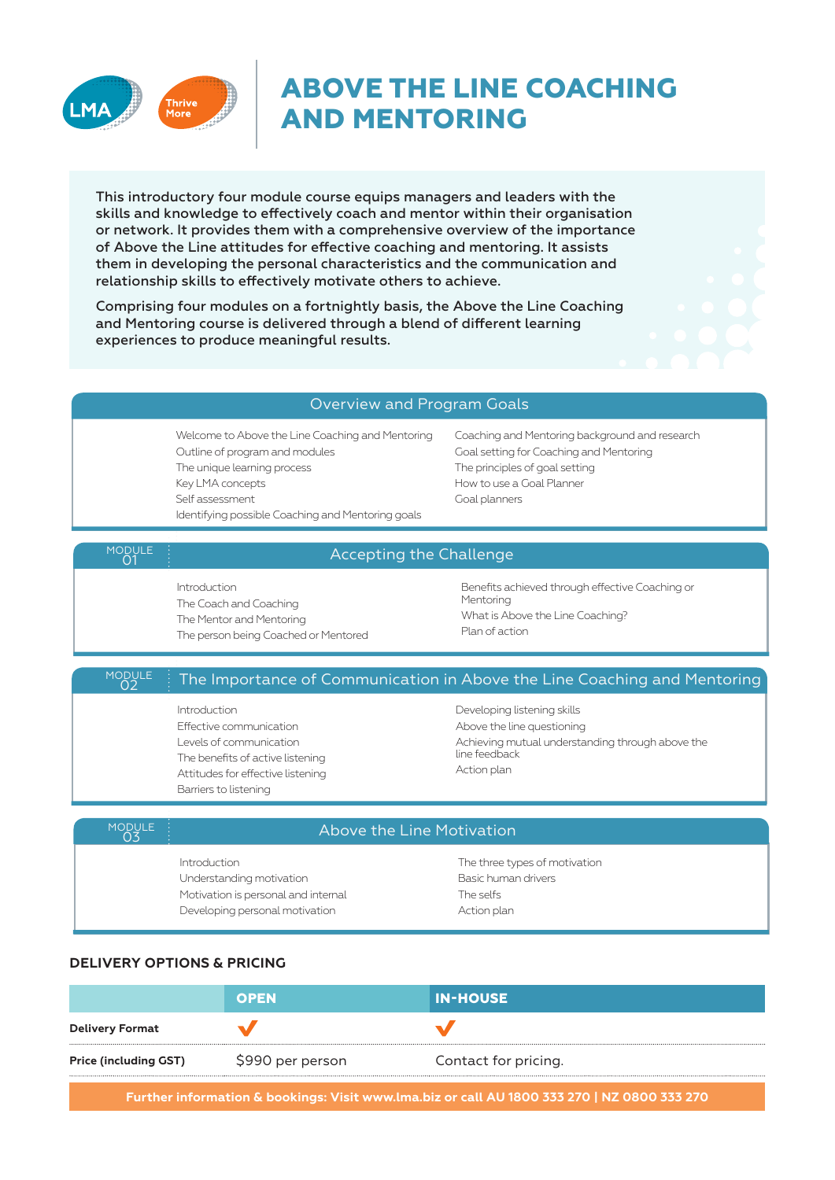LMA | Thrive More

# ABOVE THE LINE COACHING AND MENTORING

This introductory four module course equips managers and leaders with the skills and knowledge to effectively coach and mentor within their organisation or network. It provides them with a comprehensive overview of the importance of Above the Line attitudes for effective coaching and mentoring. It assists them in developing the personal characteristics and the communication and relationship skills to effectively motivate others to achieve.

Comprising four modules on a fortnightly basis, the Above the Line Coaching and Mentoring course is delivered through a blend of different learning experiences to produce meaningful results.

## Overview and Program Goals

- Welcome to Above the Line Coaching and Mentoring
- Outline of program and modules
- The unique learning process
- Key LMA concepts
- Self assessment
- Identifying possible Coaching and Mentoring goals
- Coaching and Mentoring background and research
- Goal setting for Coaching and Mentoring
- The principles of goal setting
- How to use a Goal Planner
- Goal planners

## MODULE 01 – Accepting the Challenge

- Introduction
- The Coach and Coaching
- The Mentor and Mentoring
- The person being Coached or Mentored
- Benefits achieved through effective Coaching or Mentoring
- What is Above the Line Coaching?
- Plan of action

## MODULE 02 – The Importance of Communication in Above the Line Coaching and Mentoring

- Introduction
- Effective communication
- Levels of communication
- The benefits of active listening
- Attitudes for effective listening
- Barriers to listening
- Developing listening skills
- Above the line questioning
- Achieving mutual understanding through above the line feedback
- Action plan

## MODULE 03 – Above the Line Motivation

- Introduction
- Understanding motivation
- Motivation is personal and internal
- Developing personal motivation
- The three types of motivation
- Basic human drivers
- The selfs
- Action plan

### DELIVERY OPTIONS & PRICING

| | OPEN | IN-HOUSE |
|---|---|---|
| **Delivery Format** | ✓ | ✓ |
| **Price (including GST)** | $990 per person | Contact for pricing. |

**Further information & bookings: Visit www.lma.biz or call AU 1800 333 270 | NZ 0800 333 270**